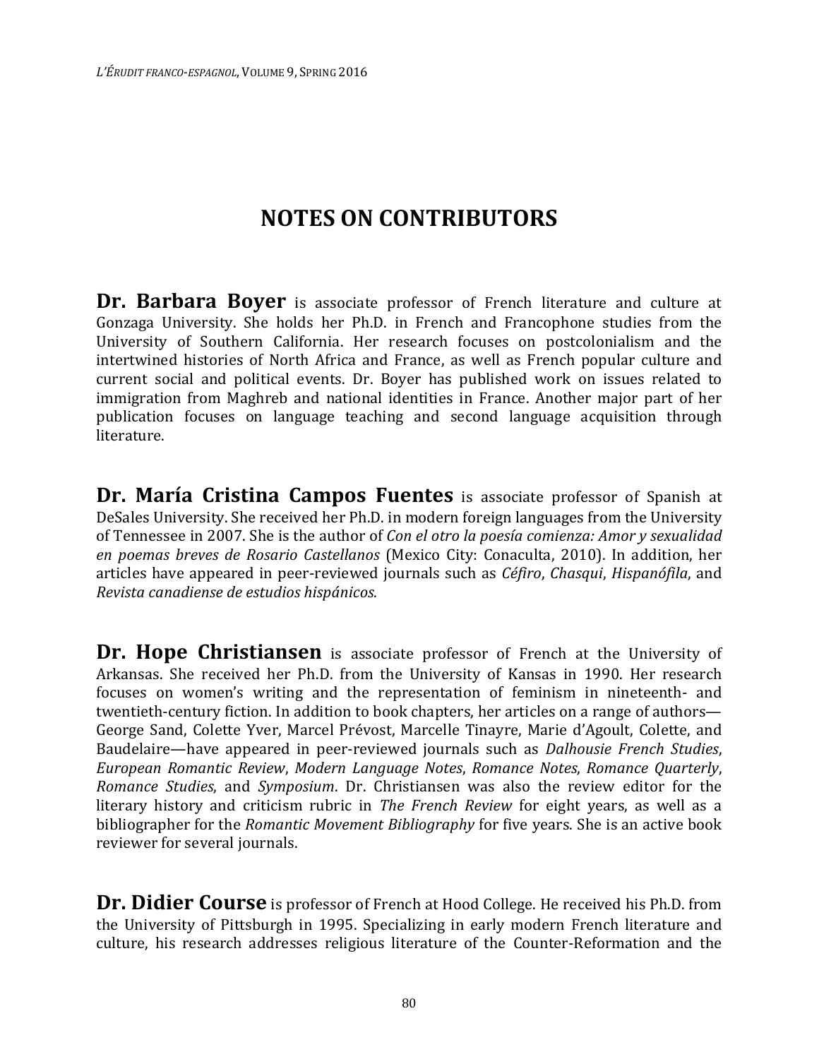# NOTES ON CONTRIBUTORS

**Dr. Barbara Boyer** is associate professor of French literature and culture at Gonzaga University. She holds her Ph.D. in French and Francophone studies from the University of Southern California. Her research focuses on postcolonialism and the intertwined histories of North Africa and France, as well as French popular culture and current social and political events. Dr. Boyer has published work on issues related to immigration from Maghreb and national identities in France. Another major part of her publication focuses on language teaching and second language acquisition through literature.

**Dr. María Cristina Campos Fuentes** is associate professor of Spanish at DeSales University. She received her Ph.D. in modern foreign languages from the University of Tennessee in 2007. She is the author of *Con el otro la poesía comienza: Amor y sexualidad en poemas breves de Rosario Castellanos* (Mexico City: Conaculta, 2010). In addition, her articles have appeared in peer-reviewed journals such as *Céfiro*, *Chasqui*, *Hispanófila*, and *Revista canadiense de estudios hispánicos*.

**Dr. Hope Christiansen** is associate professor of French at the University of Arkansas. She received her Ph.D. from the University of Kansas in 1990. Her research focuses on women's writing and the representation of feminism in nineteenth- and twentieth-century fiction. In addition to book chapters, her articles on a range of authors—George Sand, Colette Yver, Marcel Prévost, Marcelle Tinayre, Marie d'Agoult, Colette, and Baudelaire—have appeared in peer-reviewed journals such as *Dalhousie French Studies*, *European Romantic Review*, *Modern Language Notes*, *Romance Notes*, *Romance Quarterly*, *Romance Studies*, and *Symposium*. Dr. Christiansen was also the review editor for the literary history and criticism rubric in *The French Review* for eight years, as well as a bibliographer for the *Romantic Movement Bibliography* for five years. She is an active book reviewer for several journals.

**Dr. Didier Course** is professor of French at Hood College. He received his Ph.D. from the University of Pittsburgh in 1995. Specializing in early modern French literature and culture, his research addresses religious literature of the Counter-Reformation and the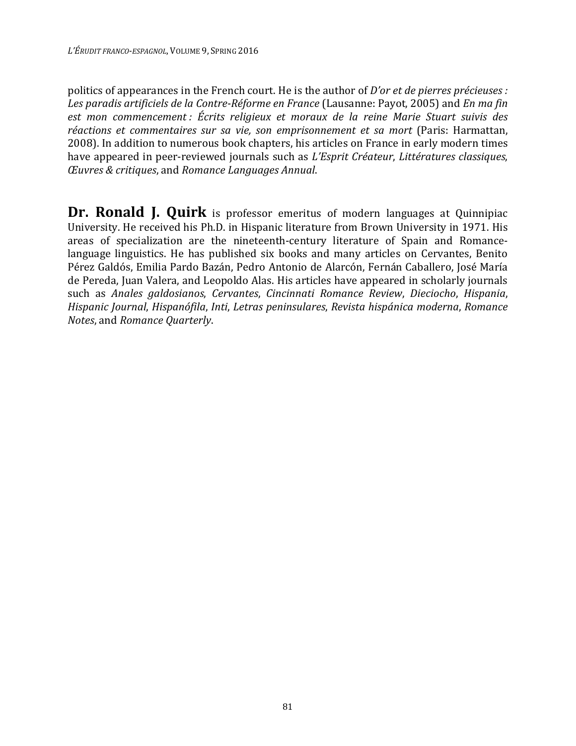politics of appearances in the French court. He is the author of *D'or et de pierres précieuses : Les paradis artificiels de la Contre-Réforme en France* (Lausanne: Payot, 2005) and *En ma fin est mon commencement : Écrits religieux et moraux de la reine Marie Stuart suivis des réactions et commentaires sur sa vie, son emprisonnement et sa mort* (Paris: Harmattan, 2008). In addition to numerous book chapters, his articles on France in early modern times have appeared in peer-reviewed journals such as *L'Esprit Créateur*, *Littératures classiques*, *Œuvres & critiques*, and *Romance Languages Annual*.

**Dr. Ronald J. Quirk** is professor emeritus of modern languages at Quinnipiac University. He received his Ph.D. in Hispanic literature from Brown University in 1971. His areas of specialization are the nineteenth-century literature of Spain and Romance-language linguistics. He has published six books and many articles on Cervantes, Benito Pérez Galdós, Emilia Pardo Bazán, Pedro Antonio de Alarcón, Fernán Caballero, José María de Pereda, Juan Valera, and Leopoldo Alas. His articles have appeared in scholarly journals such as *Anales galdosianos*, *Cervantes*, *Cincinnati Romance Review*, *Dieciocho*, *Hispania*, *Hispanic Journal*, *Hispanófila*, *Inti*, *Letras peninsulares*, *Revista hispánica moderna*, *Romance Notes*, and *Romance Quarterly*.